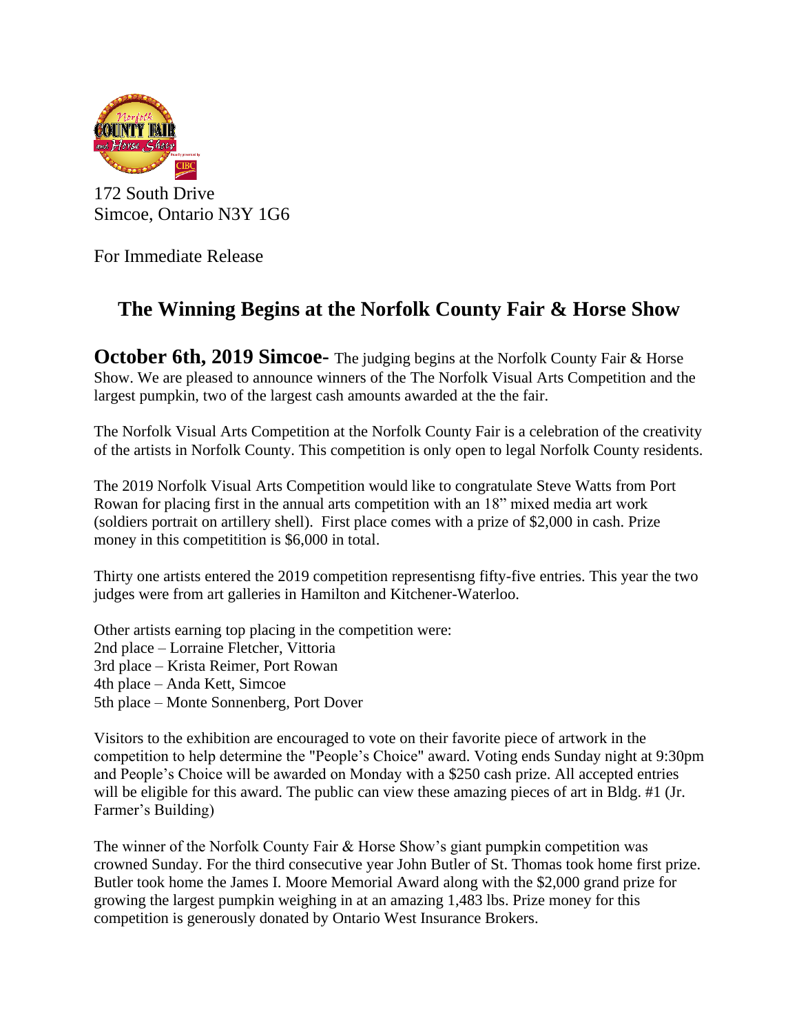172 South Drive
Simcoe, Ontario N3Y 1G6

For Immediate Release

# The Winning Begins at the Norfolk County Fair & Horse Show

**October 6th, 2019 Simcoe-** The judging begins at the Norfolk County Fair & Horse Show. We are pleased to announce winners of the The Norfolk Visual Arts Competition and the largest pumpkin, two of the largest cash amounts awarded at the the fair.

The Norfolk Visual Arts Competition at the Norfolk County Fair is a celebration of the creativity of the artists in Norfolk County. This competition is only open to legal Norfolk County residents.

The 2019 Norfolk Visual Arts Competition would like to congratulate Steve Watts from Port Rowan for placing first in the annual arts competition with an 18" mixed media art work (soldiers portrait on artillery shell). First place comes with a prize of $2,000 in cash. Prize money in this competitition is $6,000 in total.

Thirty one artists entered the 2019 competition representisng fifty-five entries. This year the two judges were from art galleries in Hamilton and Kitchener-Waterloo.

Other artists earning top placing in the competition were:
2nd place – Lorraine Fletcher, Vittoria
3rd place – Krista Reimer, Port Rowan
4th place – Anda Kett, Simcoe
5th place – Monte Sonnenberg, Port Dover

Visitors to the exhibition are encouraged to vote on their favorite piece of artwork in the competition to help determine the "People's Choice" award. Voting ends Sunday night at 9:30pm and People's Choice will be awarded on Monday with a $250 cash prize. All accepted entries will be eligible for this award. The public can view these amazing pieces of art in Bldg. #1 (Jr. Farmer's Building)

The winner of the Norfolk County Fair & Horse Show's giant pumpkin competition was crowned Sunday. For the third consecutive year John Butler of St. Thomas took home first prize. Butler took home the James I. Moore Memorial Award along with the $2,000 grand prize for growing the largest pumpkin weighing in at an amazing 1,483 lbs. Prize money for this competition is generously donated by Ontario West Insurance Brokers.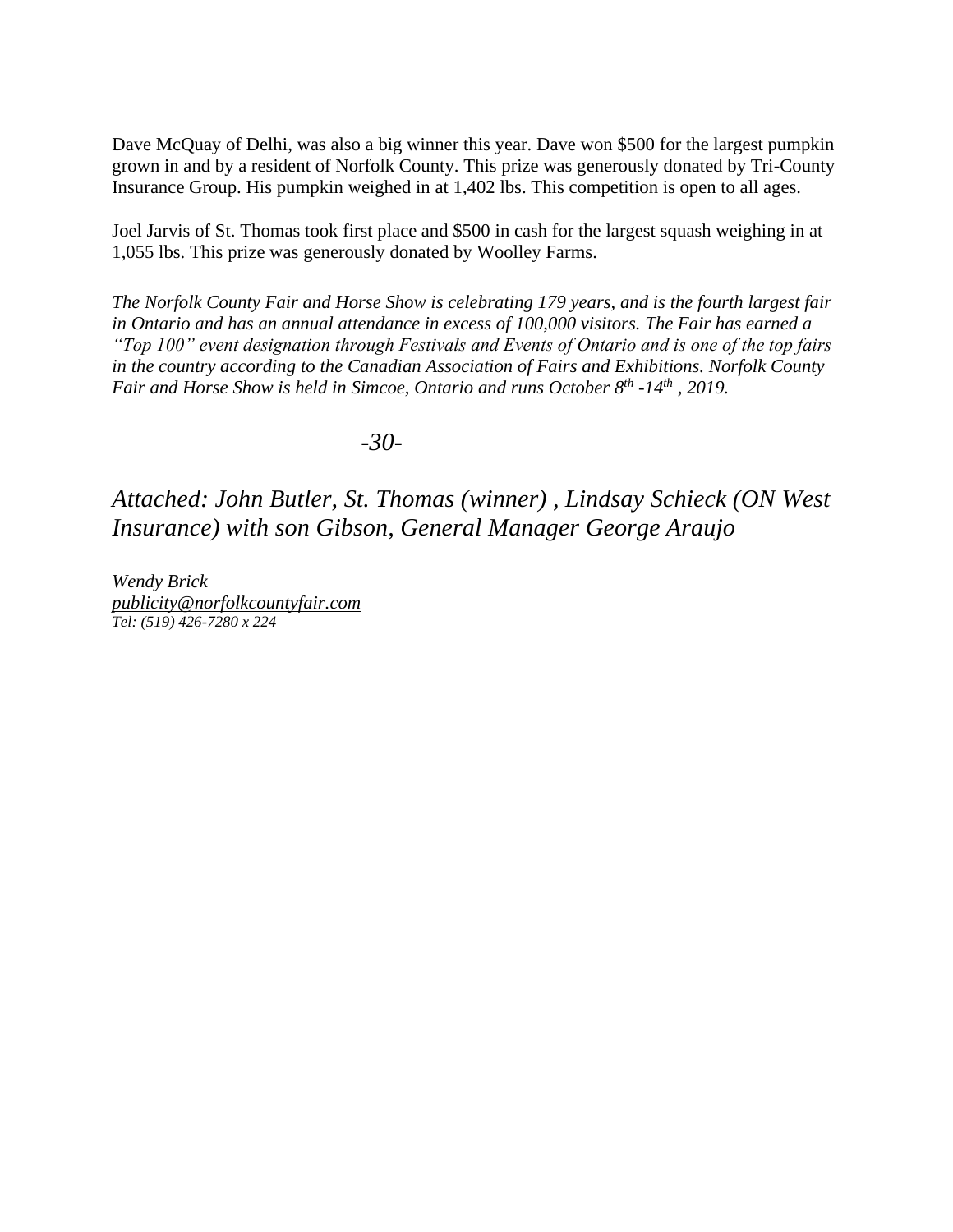Dave McQuay of Delhi, was also a big winner this year. Dave won $500 for the largest pumpkin grown in and by a resident of Norfolk County. This prize was generously donated by Tri-County Insurance Group. His pumpkin weighed in at 1,402 lbs. This competition is open to all ages.

Joel Jarvis of St. Thomas took first place and $500 in cash for the largest squash weighing in at 1,055 lbs. This prize was generously donated by Woolley Farms.

***The Norfolk County Fair and Horse Show is celebrating 179 years, and is the fourth largest fair in Ontario and has an annual attendance in excess of 100,000 visitors. The Fair has earned a "Top 100" event designation through Festivals and Events of Ontario and is one of the top fairs in the country according to the Canadian Association of Fairs and Exhibitions. Norfolk County Fair and Horse Show is held in Simcoe, Ontario and runs October 8th -14th , 2019.***

*-30-*

*Attached: John Butler, St. Thomas (winner) , Lindsay Schieck (ON West Insurance) with son Gibson, General Manager George Araujo*

*Wendy Brick*
*publicity@norfolkcountyfair.com*
*Tel: (519) 426-7280 x 224*